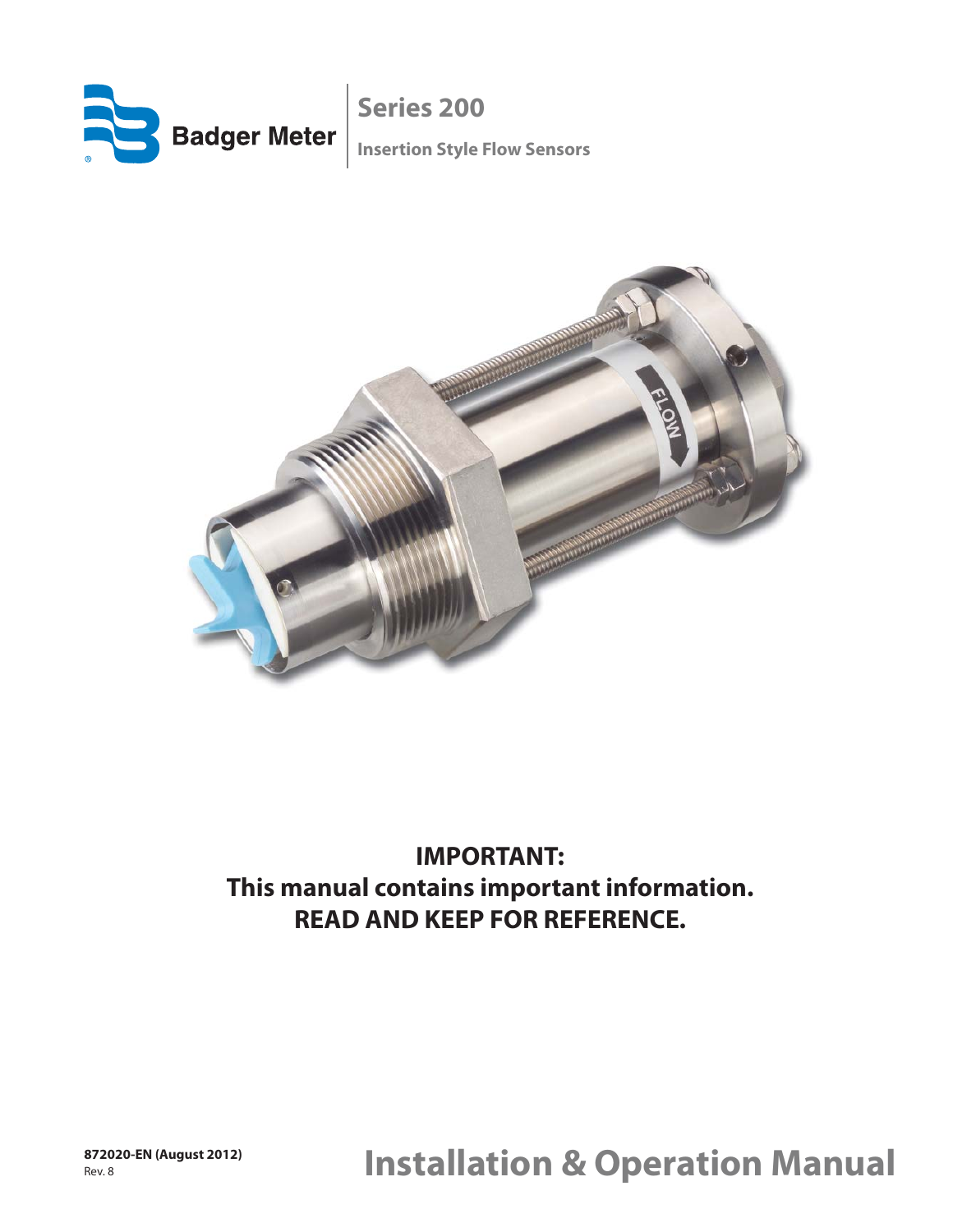Badger Meter

# Series 200

**Insertion Style Flow Sensors**

**IMPORTANT:**
**This manual contains important information.**
**READ AND KEEP FOR REFERENCE.**

**872020-EN (August 2012)**
Rev. 8

# Installation & Operation Manual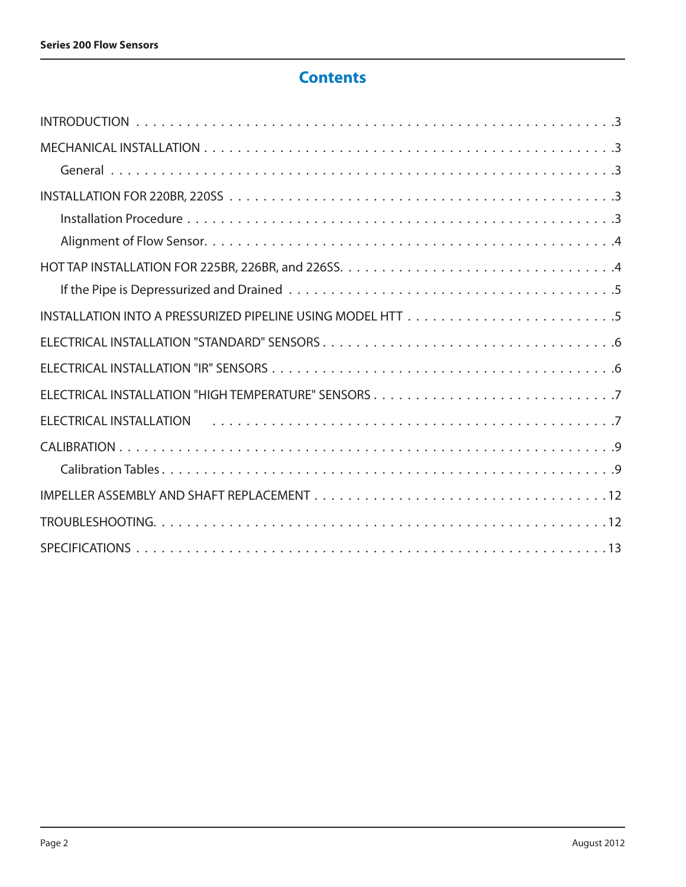# Contents

INTRODUCTION . . . . . . . . . . . . . . . . . . . . . . . . . . . . . . . . . . . . . . . . . . . . . . . . . . . . . .3

MECHANICAL INSTALLATION . . . . . . . . . . . . . . . . . . . . . . . . . . . . . . . . . . . . . . . . . . . . . . .3

General . . . . . . . . . . . . . . . . . . . . . . . . . . . . . . . . . . . . . . . . . . . . . . . . . . . . . .3

INSTALLATION FOR 220BR, 220SS . . . . . . . . . . . . . . . . . . . . . . . . . . . . . . . . . . . . . . . . . . .3

Installation Procedure . . . . . . . . . . . . . . . . . . . . . . . . . . . . . . . . . . . . . . . . . . . . . .3

Alignment of Flow Sensor. . . . . . . . . . . . . . . . . . . . . . . . . . . . . . . . . . . . . . . . . . . . .4

HOT TAP INSTALLATION FOR 225BR, 226BR, and 226SS. . . . . . . . . . . . . . . . . . . . . . . . . . . . . . . .4

If the Pipe is Depressurized and Drained . . . . . . . . . . . . . . . . . . . . . . . . . . . . . . . . . .5

INSTALLATION INTO A PRESSURIZED PIPELINE USING MODEL HTT . . . . . . . . . . . . . . . . . . . . . . . .5

ELECTRICAL INSTALLATION "STANDARD" SENSORS . . . . . . . . . . . . . . . . . . . . . . . . . . . . . . . . .6

ELECTRICAL INSTALLATION "IR" SENSORS . . . . . . . . . . . . . . . . . . . . . . . . . . . . . . . . . . . . . . .6

ELECTRICAL INSTALLATION "HIGH TEMPERATURE" SENSORS . . . . . . . . . . . . . . . . . . . . . . . . . . . .7

ELECTRICAL INSTALLATION . . . . . . . . . . . . . . . . . . . . . . . . . . . . . . . . . . . . . . . . . . . . . . .7

CALIBRATION . . . . . . . . . . . . . . . . . . . . . . . . . . . . . . . . . . . . . . . . . . . . . . . . . . . . . . .9

Calibration Tables . . . . . . . . . . . . . . . . . . . . . . . . . . . . . . . . . . . . . . . . . . . . . . . . .9

IMPELLER ASSEMBLY AND SHAFT REPLACEMENT . . . . . . . . . . . . . . . . . . . . . . . . . . . . . . . . . .12

TROUBLESHOOTING. . . . . . . . . . . . . . . . . . . . . . . . . . . . . . . . . . . . . . . . . . . . . . . . . . .12

SPECIFICATIONS . . . . . . . . . . . . . . . . . . . . . . . . . . . . . . . . . . . . . . . . . . . . . . . . . . . .13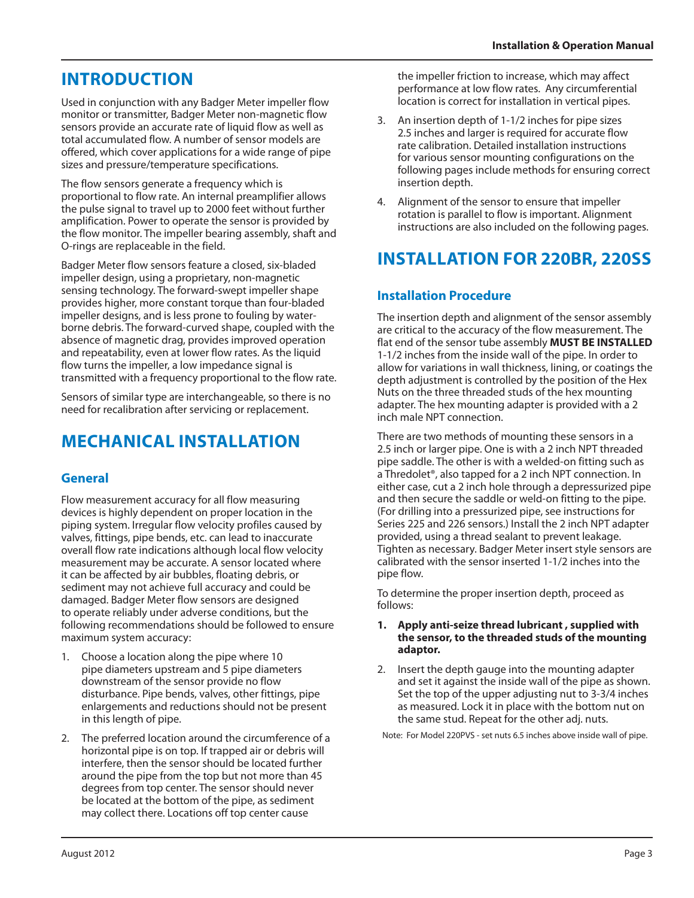# INTRODUCTION

Used in conjunction with any Badger Meter impeller flow monitor or transmitter, Badger Meter non-magnetic flow sensors provide an accurate rate of liquid flow as well as total accumulated flow. A number of sensor models are offered, which cover applications for a wide range of pipe sizes and pressure/temperature specifications.

The flow sensors generate a frequency which is proportional to flow rate. An internal preamplifier allows the pulse signal to travel up to 2000 feet without further amplification. Power to operate the sensor is provided by the flow monitor. The impeller bearing assembly, shaft and O-rings are replaceable in the field.

Badger Meter flow sensors feature a closed, six-bladed impeller design, using a proprietary, non-magnetic sensing technology. The forward-swept impeller shape provides higher, more constant torque than four-bladed impeller designs, and is less prone to fouling by water-borne debris. The forward-curved shape, coupled with the absence of magnetic drag, provides improved operation and repeatability, even at lower flow rates. As the liquid flow turns the impeller, a low impedance signal is transmitted with a frequency proportional to the flow rate.

Sensors of similar type are interchangeable, so there is no need for recalibration after servicing or replacement.

# MECHANICAL INSTALLATION

## General

Flow measurement accuracy for all flow measuring devices is highly dependent on proper location in the piping system. Irregular flow velocity profiles caused by valves, fittings, pipe bends, etc. can lead to inaccurate overall flow rate indications although local flow velocity measurement may be accurate. A sensor located where it can be affected by air bubbles, floating debris, or sediment may not achieve full accuracy and could be damaged. Badger Meter flow sensors are designed to operate reliably under adverse conditions, but the following recommendations should be followed to ensure maximum system accuracy:

1. Choose a location along the pipe where 10 pipe diameters upstream and 5 pipe diameters downstream of the sensor provide no flow disturbance. Pipe bends, valves, other fittings, pipe enlargements and reductions should not be present in this length of pipe.
2. The preferred location around the circumference of a horizontal pipe is on top. If trapped air or debris will interfere, then the sensor should be located further around the pipe from the top but not more than 45 degrees from top center. The sensor should never be located at the bottom of the pipe, as sediment may collect there. Locations off top center cause the impeller friction to increase, which may affect performance at low flow rates. Any circumferential location is correct for installation in vertical pipes.
3. An insertion depth of 1-1/2 inches for pipe sizes 2.5 inches and larger is required for accurate flow rate calibration. Detailed installation instructions for various sensor mounting configurations on the following pages include methods for ensuring correct insertion depth.
4. Alignment of the sensor to ensure that impeller rotation is parallel to flow is important. Alignment instructions are also included on the following pages.

# INSTALLATION FOR 220BR, 220SS

## Installation Procedure

The insertion depth and alignment of the sensor assembly are critical to the accuracy of the flow measurement. The flat end of the sensor tube assembly **MUST BE INSTALLED** 1-1/2 inches from the inside wall of the pipe. In order to allow for variations in wall thickness, lining, or coatings the depth adjustment is controlled by the position of the Hex Nuts on the three threaded studs of the hex mounting adapter. The hex mounting adapter is provided with a 2 inch male NPT connection.

There are two methods of mounting these sensors in a 2.5 inch or larger pipe. One is with a 2 inch NPT threaded pipe saddle. The other is with a welded-on fitting such as a Thredolet®, also tapped for a 2 inch NPT connection. In either case, cut a 2 inch hole through a depressurized pipe and then secure the saddle or weld-on fitting to the pipe. (For drilling into a pressurized pipe, see instructions for Series 225 and 226 sensors.) Install the 2 inch NPT adapter provided, using a thread sealant to prevent leakage. Tighten as necessary. Badger Meter insert style sensors are calibrated with the sensor inserted 1-1/2 inches into the pipe flow.

To determine the proper insertion depth, proceed as follows:

1. **Apply anti-seize thread lubricant , supplied with the sensor, to the threaded studs of the mounting adaptor.**
2. Insert the depth gauge into the mounting adapter and set it against the inside wall of the pipe as shown. Set the top of the upper adjusting nut to 3-3/4 inches as measured. Lock it in place with the bottom nut on the same stud. Repeat for the other adj. nuts.

Note: For Model 220PVS - set nuts 6.5 inches above inside wall of pipe.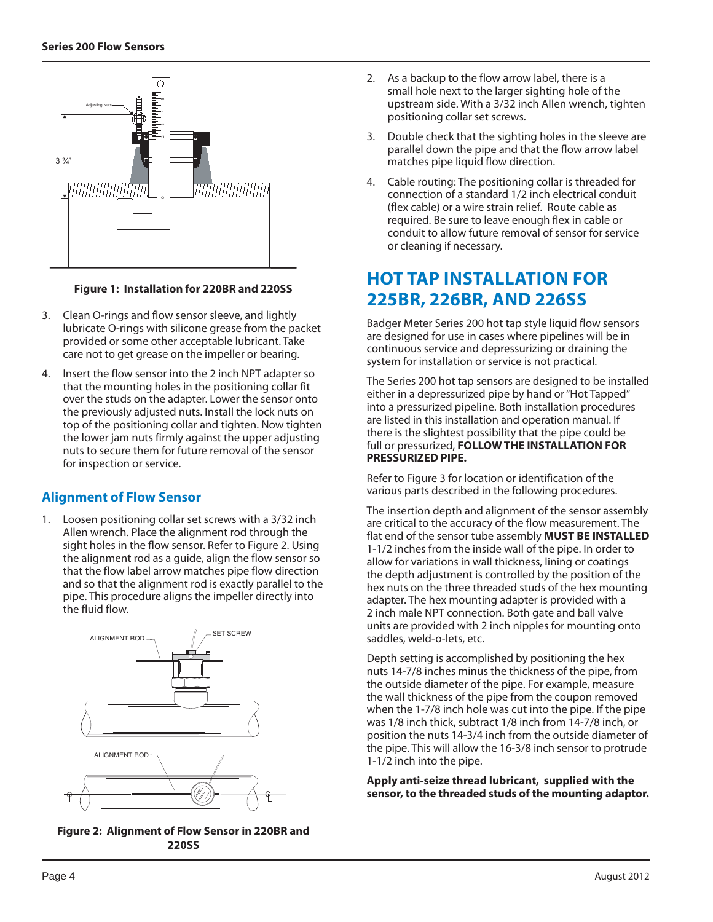Figure 1: Installation for 220BR and 220SS

3. Clean O-rings and flow sensor sleeve, and lightly lubricate O-rings with silicone grease from the packet provided or some other acceptable lubricant. Take care not to get grease on the impeller or bearing.

4. Insert the flow sensor into the 2 inch NPT adapter so that the mounting holes in the positioning collar fit over the studs on the adapter. Lower the sensor onto the previously adjusted nuts. Install the lock nuts on top of the positioning collar and tighten. Now tighten the lower jam nuts firmly against the upper adjusting nuts to secure them for future removal of the sensor for inspection or service.

## Alignment of Flow Sensor

1. Loosen positioning collar set screws with a 3/32 inch Allen wrench. Place the alignment rod through the sight holes in the flow sensor. Refer to Figure 2. Using the alignment rod as a guide, align the flow sensor so that the flow label arrow matches pipe flow direction and so that the alignment rod is exactly parallel to the pipe. This procedure aligns the impeller directly into the fluid flow.

Figure 2: Alignment of Flow Sensor in 220BR and 220SS

2. As a backup to the flow arrow label, there is a small hole next to the larger sighting hole of the upstream side. With a 3/32 inch Allen wrench, tighten positioning collar set screws.

3. Double check that the sighting holes in the sleeve are parallel down the pipe and that the flow arrow label matches pipe liquid flow direction.

4. Cable routing: The positioning collar is threaded for connection of a standard 1/2 inch electrical conduit (flex cable) or a wire strain relief. Route cable as required. Be sure to leave enough flex in cable or conduit to allow future removal of sensor for service or cleaning if necessary.

# HOT TAP INSTALLATION FOR 225BR, 226BR, AND 226SS

Badger Meter Series 200 hot tap style liquid flow sensors are designed for use in cases where pipelines will be in continuous service and depressurizing or draining the system for installation or service is not practical.

The Series 200 hot tap sensors are designed to be installed either in a depressurized pipe by hand or "Hot Tapped" into a pressurized pipeline. Both installation procedures are listed in this installation and operation manual. If there is the slightest possibility that the pipe could be full or pressurized, **FOLLOW THE INSTALLATION FOR PRESSURIZED PIPE.**

Refer to Figure 3 for location or identification of the various parts described in the following procedures.

The insertion depth and alignment of the sensor assembly are critical to the accuracy of the flow measurement. The flat end of the sensor tube assembly **MUST BE INSTALLED** 1-1/2 inches from the inside wall of the pipe. In order to allow for variations in wall thickness, lining or coatings the depth adjustment is controlled by the position of the hex nuts on the three threaded studs of the hex mounting adapter. The hex mounting adapter is provided with a 2 inch male NPT connection. Both gate and ball valve units are provided with 2 inch nipples for mounting onto saddles, weld-o-lets, etc.

Depth setting is accomplished by positioning the hex nuts 14-7/8 inches minus the thickness of the pipe, from the outside diameter of the pipe. For example, measure the wall thickness of the pipe from the coupon removed when the 1-7/8 inch hole was cut into the pipe. If the pipe was 1/8 inch thick, subtract 1/8 inch from 14-7/8 inch, or position the nuts 14-3/4 inch from the outside diameter of the pipe. This will allow the 16-3/8 inch sensor to protrude 1-1/2 inch into the pipe.

**Apply anti-seize thread lubricant, supplied with the sensor, to the threaded studs of the mounting adaptor.**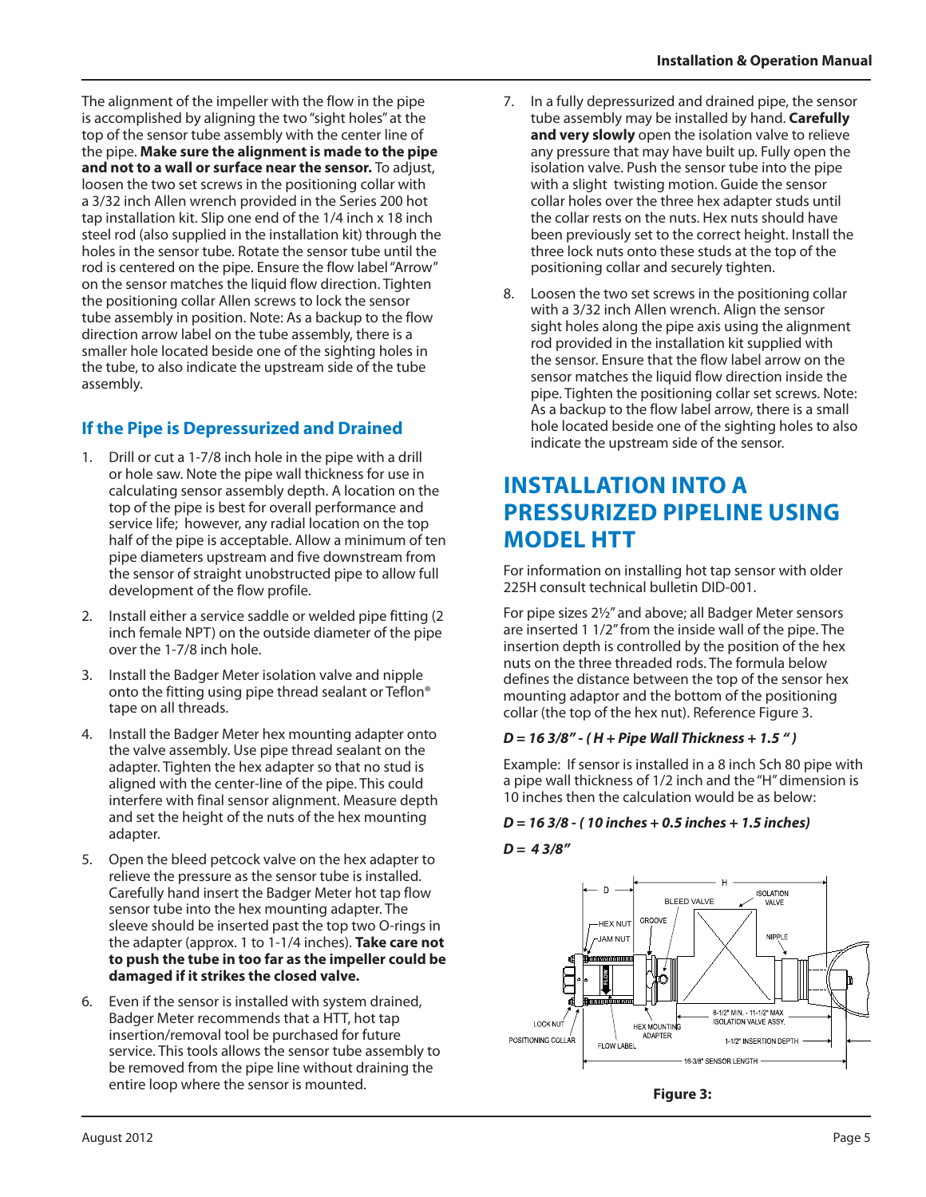The alignment of the impeller with the flow in the pipe is accomplished by aligning the two "sight holes" at the top of the sensor tube assembly with the center line of the pipe. **Make sure the alignment is made to the pipe and not to a wall or surface near the sensor.** To adjust, loosen the two set screws in the positioning collar with a 3/32 inch Allen wrench provided in the Series 200 hot tap installation kit. Slip one end of the 1/4 inch x 18 inch steel rod (also supplied in the installation kit) through the holes in the sensor tube. Rotate the sensor tube until the rod is centered on the pipe. Ensure the flow label "Arrow" on the sensor matches the liquid flow direction. Tighten the positioning collar Allen screws to lock the sensor tube assembly in position. Note: As a backup to the flow direction arrow label on the tube assembly, there is a smaller hole located beside one of the sighting holes in the tube, to also indicate the upstream side of the tube assembly.

### If the Pipe is Depressurized and Drained

1. Drill or cut a 1-7/8 inch hole in the pipe with a drill or hole saw. Note the pipe wall thickness for use in calculating sensor assembly depth. A location on the top of the pipe is best for overall performance and service life; however, any radial location on the top half of the pipe is acceptable. Allow a minimum of ten pipe diameters upstream and five downstream from the sensor of straight unobstructed pipe to allow full development of the flow profile.
2. Install either a service saddle or welded pipe fitting (2 inch female NPT) on the outside diameter of the pipe over the 1-7/8 inch hole.
3. Install the Badger Meter isolation valve and nipple onto the fitting using pipe thread sealant or Teflon® tape on all threads.
4. Install the Badger Meter hex mounting adapter onto the valve assembly. Use pipe thread sealant on the adapter. Tighten the hex adapter so that no stud is aligned with the center-line of the pipe. This could interfere with final sensor alignment. Measure depth and set the height of the nuts of the hex mounting adapter.
5. Open the bleed petcock valve on the hex adapter to relieve the pressure as the sensor tube is installed. Carefully hand insert the Badger Meter hot tap flow sensor tube into the hex mounting adapter. The sleeve should be inserted past the top two O-rings in the adapter (approx. 1 to 1-1/4 inches). **Take care not to push the tube in too far as the impeller could be damaged if it strikes the closed valve.**
6. Even if the sensor is installed with system drained, Badger Meter recommends that a HTT, hot tap insertion/removal tool be purchased for future service. This tools allows the sensor tube assembly to be removed from the pipe line without draining the entire loop where the sensor is mounted.
7. In a fully depressurized and drained pipe, the sensor tube assembly may be installed by hand. **Carefully and very slowly** open the isolation valve to relieve any pressure that may have built up. Fully open the isolation valve. Push the sensor tube into the pipe with a slight twisting motion. Guide the sensor collar holes over the three hex adapter studs until the collar rests on the nuts. Hex nuts should have been previously set to the correct height. Install the three lock nuts onto these studs at the top of the positioning collar and securely tighten.
8. Loosen the two set screws in the positioning collar with a 3/32 inch Allen wrench. Align the sensor sight holes along the pipe axis using the alignment rod provided in the installation kit supplied with the sensor. Ensure that the flow label arrow on the sensor matches the liquid flow direction inside the pipe. Tighten the positioning collar set screws. Note: As a backup to the flow label arrow, there is a small hole located beside one of the sighting holes to also indicate the upstream side of the sensor.

## INSTALLATION INTO A PRESSURIZED PIPELINE USING MODEL HTT

For information on installing hot tap sensor with older 225H consult technical bulletin DID-001.

For pipe sizes 2½" and above; all Badger Meter sensors are inserted 1 1/2" from the inside wall of the pipe. The insertion depth is controlled by the position of the hex nuts on the three threaded rods. The formula below defines the distance between the top of the sensor hex mounting adaptor and the bottom of the positioning collar (the top of the hex nut). Reference Figure 3.

***D = 16 3/8" - ( H + Pipe Wall Thickness + 1.5 " )***

Example: If sensor is installed in a 8 inch Sch 80 pipe with a pipe wall thickness of 1/2 inch and the "H" dimension is 10 inches then the calculation would be as below:

***D = 16 3/8 - ( 10 inches + 0.5 inches + 1.5 inches)***

***D = 4 3/8"***

**Figure 3:**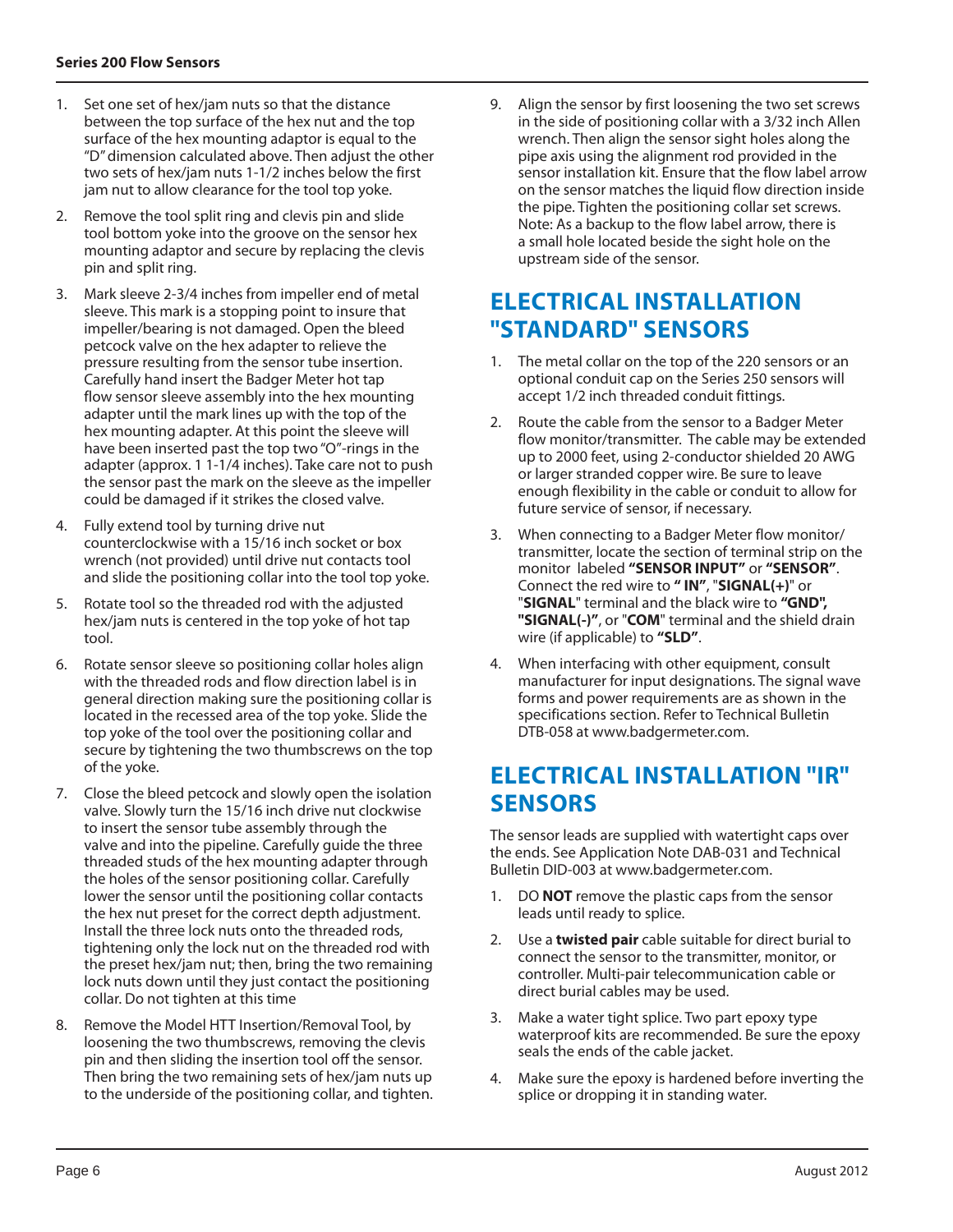1. Set one set of hex/jam nuts so that the distance between the top surface of the hex nut and the top surface of the hex mounting adaptor is equal to the "D" dimension calculated above. Then adjust the other two sets of hex/jam nuts 1-1/2 inches below the first jam nut to allow clearance for the tool top yoke.
2. Remove the tool split ring and clevis pin and slide tool bottom yoke into the groove on the sensor hex mounting adaptor and secure by replacing the clevis pin and split ring.
3. Mark sleeve 2-3/4 inches from impeller end of metal sleeve. This mark is a stopping point to insure that impeller/bearing is not damaged. Open the bleed petcock valve on the hex adapter to relieve the pressure resulting from the sensor tube insertion. Carefully hand insert the Badger Meter hot tap flow sensor sleeve assembly into the hex mounting adapter until the mark lines up with the top of the hex mounting adapter. At this point the sleeve will have been inserted past the top two "O"-rings in the adapter (approx. 1 1-1/4 inches). Take care not to push the sensor past the mark on the sleeve as the impeller could be damaged if it strikes the closed valve.
4. Fully extend tool by turning drive nut counterclockwise with a 15/16 inch socket or box wrench (not provided) until drive nut contacts tool and slide the positioning collar into the tool top yoke.
5. Rotate tool so the threaded rod with the adjusted hex/jam nuts is centered in the top yoke of hot tap tool.
6. Rotate sensor sleeve so positioning collar holes align with the threaded rods and flow direction label is in general direction making sure the positioning collar is located in the recessed area of the top yoke. Slide the top yoke of the tool over the positioning collar and secure by tightening the two thumbscrews on the top of the yoke.
7. Close the bleed petcock and slowly open the isolation valve. Slowly turn the 15/16 inch drive nut clockwise to insert the sensor tube assembly through the valve and into the pipeline. Carefully guide the three threaded studs of the hex mounting adapter through the holes of the sensor positioning collar. Carefully lower the sensor until the positioning collar contacts the hex nut preset for the correct depth adjustment. Install the three lock nuts onto the threaded rods, tightening only the lock nut on the threaded rod with the preset hex/jam nut; then, bring the two remaining lock nuts down until they just contact the positioning collar. Do not tighten at this time
8. Remove the Model HTT Insertion/Removal Tool, by loosening the two thumbscrews, removing the clevis pin and then sliding the insertion tool off the sensor. Then bring the two remaining sets of hex/jam nuts up to the underside of the positioning collar, and tighten.
9. Align the sensor by first loosening the two set screws in the side of positioning collar with a 3/32 inch Allen wrench. Then align the sensor sight holes along the pipe axis using the alignment rod provided in the sensor installation kit. Ensure that the flow label arrow on the sensor matches the liquid flow direction inside the pipe. Tighten the positioning collar set screws. Note: As a backup to the flow label arrow, there is a small hole located beside the sight hole on the upstream side of the sensor.

## ELECTRICAL INSTALLATION "STANDARD" SENSORS

1. The metal collar on the top of the 220 sensors or an optional conduit cap on the Series 250 sensors will accept 1/2 inch threaded conduit fittings.
2. Route the cable from the sensor to a Badger Meter flow monitor/transmitter. The cable may be extended up to 2000 feet, using 2-conductor shielded 20 AWG or larger stranded copper wire. Be sure to leave enough flexibility in the cable or conduit to allow for future service of sensor, if necessary.
3. When connecting to a Badger Meter flow monitor/transmitter, locate the section of terminal strip on the monitor labeled **"SENSOR INPUT"** or **"SENSOR"**. Connect the red wire to **" IN"**, "**SIGNAL(+)**" or "**SIGNAL**" terminal and the black wire to **"GND", "SIGNAL(-)"**, or "**COM**" terminal and the shield drain wire (if applicable) to **"SLD"**.
4. When interfacing with other equipment, consult manufacturer for input designations. The signal wave forms and power requirements are as shown in the specifications section. Refer to Technical Bulletin DTB-058 at www.badgermeter.com.

## ELECTRICAL INSTALLATION "IR" SENSORS

The sensor leads are supplied with watertight caps over the ends. See Application Note DAB-031 and Technical Bulletin DID-003 at www.badgermeter.com.

1. DO **NOT** remove the plastic caps from the sensor leads until ready to splice.
2. Use a **twisted pair** cable suitable for direct burial to connect the sensor to the transmitter, monitor, or controller. Multi-pair telecommunication cable or direct burial cables may be used.
3. Make a water tight splice. Two part epoxy type waterproof kits are recommended. Be sure the epoxy seals the ends of the cable jacket.
4. Make sure the epoxy is hardened before inverting the splice or dropping it in standing water.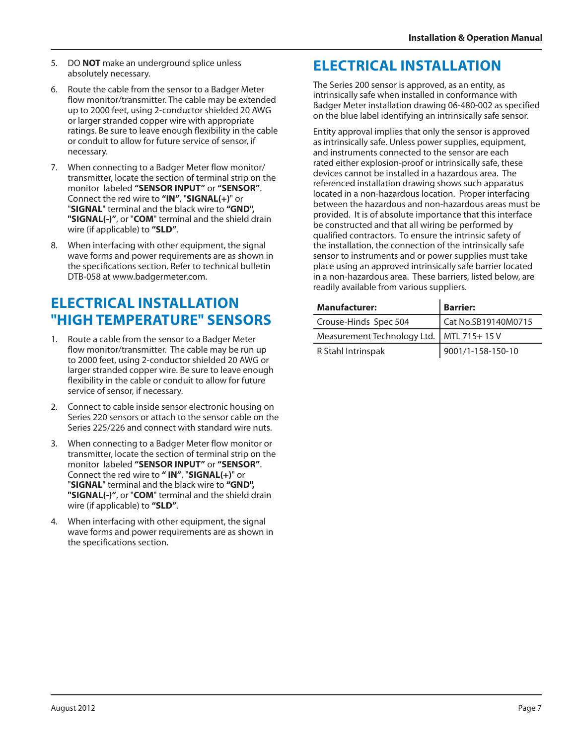5. DO **NOT** make an underground splice unless absolutely necessary.

6. Route the cable from the sensor to a Badger Meter flow monitor/transmitter. The cable may be extended up to 2000 feet, using 2-conductor shielded 20 AWG or larger stranded copper wire with appropriate ratings. Be sure to leave enough flexibility in the cable or conduit to allow for future service of sensor, if necessary.

7. When connecting to a Badger Meter flow monitor/transmitter, locate the section of terminal strip on the monitor labeled **"SENSOR INPUT"** or **"SENSOR"**. Connect the red wire to **"IN"**, "**SIGNAL(+)**" or "**SIGNAL**" terminal and the black wire to **"GND", "SIGNAL(-)"**, or "**COM**" terminal and the shield drain wire (if applicable) to **"SLD"**.

8. When interfacing with other equipment, the signal wave forms and power requirements are as shown in the specifications section. Refer to technical bulletin DTB-058 at www.badgermeter.com.

## ELECTRICAL INSTALLATION "HIGH TEMPERATURE" SENSORS

1. Route a cable from the sensor to a Badger Meter flow monitor/transmitter. The cable may be run up to 2000 feet, using 2-conductor shielded 20 AWG or larger stranded copper wire. Be sure to leave enough flexibility in the cable or conduit to allow for future service of sensor, if necessary.

2. Connect to cable inside sensor electronic housing on Series 220 sensors or attach to the sensor cable on the Series 225/226 and connect with standard wire nuts.

3. When connecting to a Badger Meter flow monitor or transmitter, locate the section of terminal strip on the monitor labeled **"SENSOR INPUT"** or **"SENSOR"**. Connect the red wire to **" IN"**, "**SIGNAL(+)**" or "**SIGNAL**" terminal and the black wire to **"GND", "SIGNAL(-)"**, or "**COM**" terminal and the shield drain wire (if applicable) to **"SLD"**.

4. When interfacing with other equipment, the signal wave forms and power requirements are as shown in the specifications section.

## ELECTRICAL INSTALLATION

The Series 200 sensor is approved, as an entity, as intrinsically safe when installed in conformance with Badger Meter installation drawing 06-480-002 as specified on the blue label identifying an intrinsically safe sensor.

Entity approval implies that only the sensor is approved as intrinsically safe. Unless power supplies, equipment, and instruments connected to the sensor are each rated either explosion-proof or intrinsically safe, these devices cannot be installed in a hazardous area. The referenced installation drawing shows such apparatus located in a non-hazardous location. Proper interfacing between the hazardous and non-hazardous areas must be provided. It is of absolute importance that this interface be constructed and that all wiring be performed by qualified contractors. To ensure the intrinsic safety of the installation, the connection of the intrinsically safe sensor to instruments and or power supplies must take place using an approved intrinsically safe barrier located in a non-hazardous area. These barriers, listed below, are readily available from various suppliers.

| Manufacturer: | Barrier: |
|---|---|
| Crouse-Hinds Spec 504 | Cat No.SB19140M0715 |
| Measurement Technology Ltd. | MTL 715+ 15 V |
| R Stahl Intrinspak | 9001/1-158-150-10 |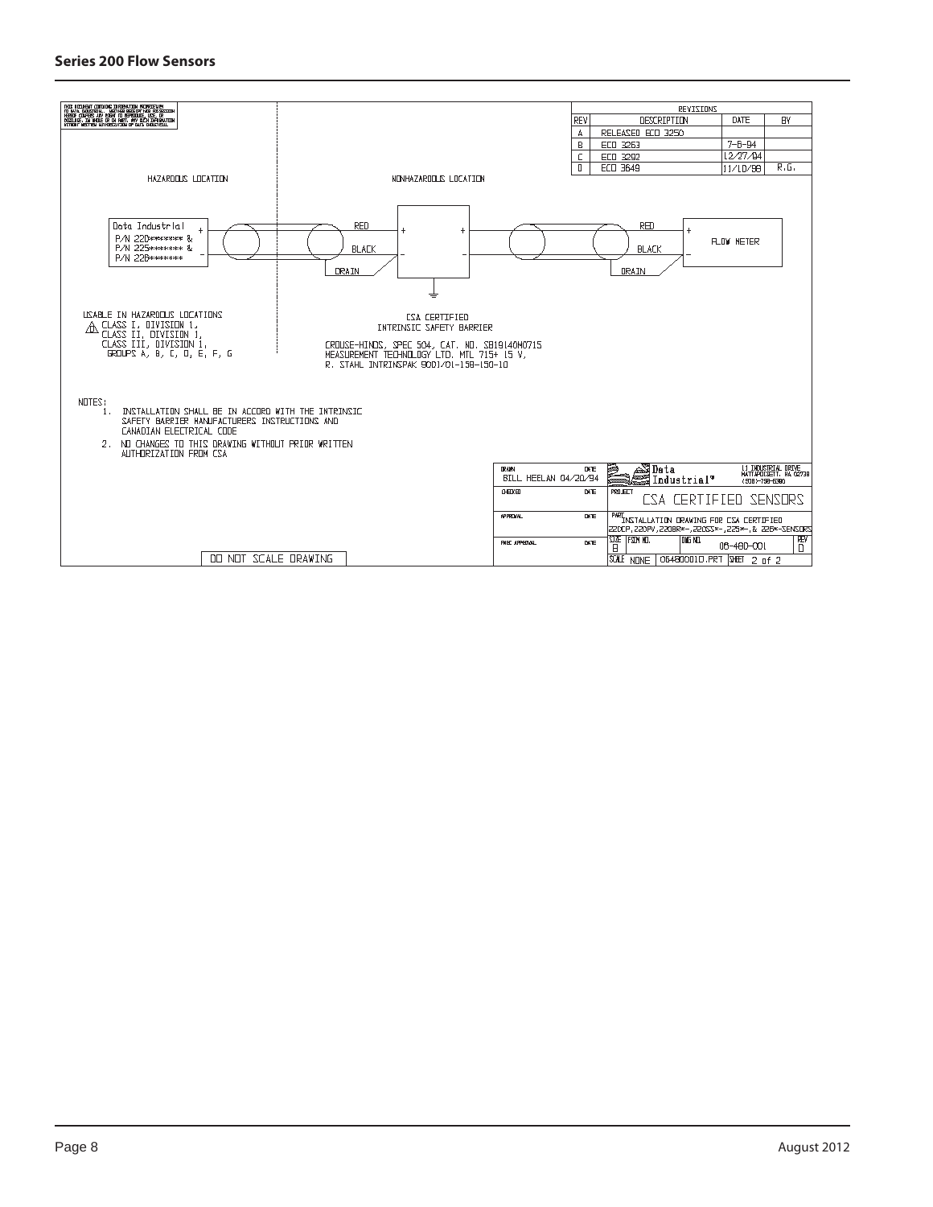THIS DOCUMENT CONTAINS INFORMATION PROPRIETARY TO DATA INDUSTRIAL. WHETHER RECEIPT NOR POSSESSION HEREOF CONFERS ANY RIGHT TO REPRODUCE, USE, OR DISCLOSE, IN WHOLE OR IN PART, ANY SUCH INFORMATION WITHOUT WRITTEN AUTHORIZATION OF DATA INDUSTRIAL.

| REVISIONS | | | |
|---|---|---|---|
| REV | DESCRIPTION | DATE | BY |
| A | RELEASED ECO 3250 | | |
| B | ECO 3263 | 7-6-94 | |
| C | ECO 3292 | 12/27/94 | |
| D | ECO 3649 | 11/10/98 | R.G. |

HAZARDOUS LOCATION

NONHAZARDOUS LOCATION

Data Industrial
P/N 220******** &
P/N 225******** &
P/N 226********

RED

BLACK

DRAIN

FLOW METER

USABLE IN HAZARDOUS LOCATIONS
CLASS I, DIVISION 1,
CLASS II, DIVISION 1,
CLASS III, DIVISION 1,
GROUPS A, B, C, D, E, F, G

CSA CERTIFIED
INTRINSIC SAFETY BARRIER

CROUSE-HINDS, SPEC 504, CAT. NO. SB19140M0715
MEASUREMENT TECHNOLOGY LTD. MTL 715+ 15 V,
R. STAHL INTRINSPAK 9001/01-158-150-10

NOTES:

1. INSTALLATION SHALL BE IN ACCORD WITH THE INTRINSIC SAFETY BARRIER MANUFACTURERS INSTRUCTIONS AND CANADIAN ELECTRICAL CODE
2. NO CHANGES TO THIS DRAWING WITHOUT PRIOR WRITTEN AUTHORIZATION FROM CSA

DO NOT SCALE DRAWING

| | | |
|---|---|---|
| DRAWN: BILL HEELAN | DATE: 04/20/94 | Data Industrial® — 11 INDUSTRIAL DRIVE, MATTAPOISETT, MA 02739 (508)-758-6390 |
| CHECKED | DATE | PROJECT: CSA CERTIFIED SENSORS |
| APPROVAL | DATE | PART: INSTALLATION DRAWING FOR CSA CERTIFIED 220CP,220PV,220BR*-,220SS*-,225*-,& 226*-SENSORS |
| FABC APPROVAL | DATE | SIZE: B — FSCM NO. — DWG NO. 06-480-001 — REV D |
| | | SCALE: NONE — 06480001D.PRT — SHEET 2 of 2 |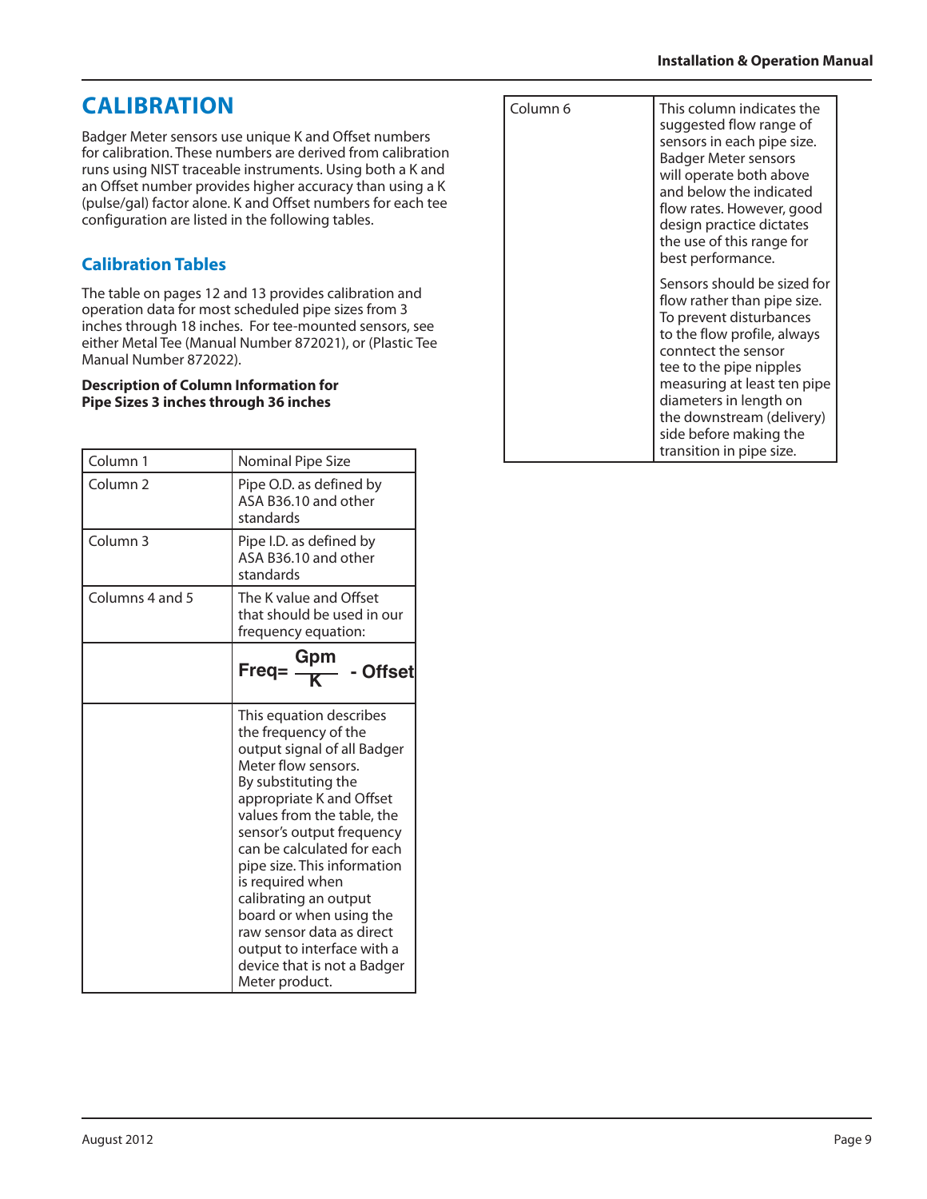# CALIBRATION

Badger Meter sensors use unique K and Offset numbers for calibration. These numbers are derived from calibration runs using NIST traceable instruments. Using both a K and an Offset number provides higher accuracy than using a K (pulse/gal) factor alone. K and Offset numbers for each tee configuration are listed in the following tables.

## Calibration Tables

The table on pages 12 and 13 provides calibration and operation data for most scheduled pipe sizes from 3 inches through 18 inches. For tee-mounted sensors, see either Metal Tee (Manual Number 872021), or (Plastic Tee Manual Number 872022).

**Description of Column Information for Pipe Sizes 3 inches through 36 inches**

| Column | Description |
|---|---|
| Column 1 | Nominal Pipe Size |
| Column 2 | Pipe O.D. as defined by ASA B36.10 and other standards |
| Column 3 | Pipe I.D. as defined by ASA B36.10 and other standards |
| Columns 4 and 5 | The K value and Offset that should be used in our frequency equation: |
| | $$Freq = \frac{Gpm}{K} - Offset$$ |
| | This equation describes the frequency of the output signal of all Badger Meter flow sensors. By substituting the appropriate K and Offset values from the table, the sensor's output frequency can be calculated for each pipe size. This information is required when calibrating an output board or when using the raw sensor data as direct output to interface with a device that is not a Badger Meter product. |
| Column 6 | This column indicates the suggested flow range of sensors in each pipe size. Badger Meter sensors will operate both above and below the indicated flow rates. However, good design practice dictates the use of this range for best performance. |
| | Sensors should be sized for flow rather than pipe size. To prevent disturbances to the flow profile, always conntect the sensor tee to the pipe nipples measuring at least ten pipe diameters in length on the downstream (delivery) side before making the transition in pipe size. |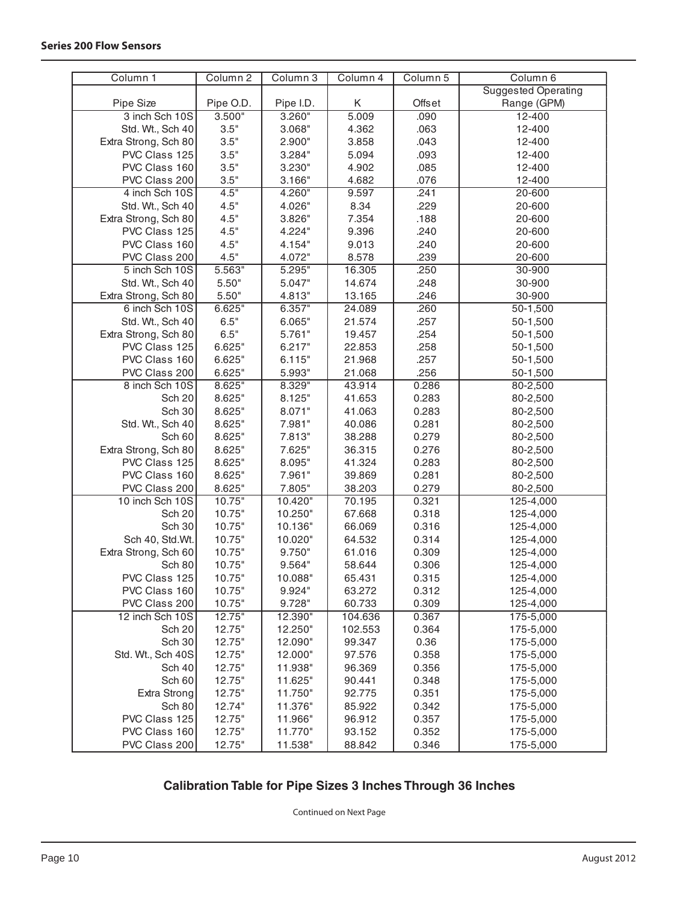| Column 1 | Column 2 | Column 3 | Column 4 | Column 5 | Column 6 |
|---|---|---|---|---|---|
| Pipe Size | Pipe O.D. | Pipe I.D. | K | Offset | Suggested Operating Range (GPM) |
| 3 inch Sch 10S | 3.500" | 3.260" | 5.009 | .090 | 12-400 |
| Std. Wt., Sch 40 | 3.5" | 3.068" | 4.362 | .063 | 12-400 |
| Extra Strong, Sch 80 | 3.5" | 2.900" | 3.858 | .043 | 12-400 |
| PVC Class 125 | 3.5" | 3.284" | 5.094 | .093 | 12-400 |
| PVC Class 160 | 3.5" | 3.230" | 4.902 | .085 | 12-400 |
| PVC Class 200 | 3.5" | 3.166" | 4.682 | .076 | 12-400 |
| 4 inch Sch 10S | 4.5" | 4.260" | 9.597 | .241 | 20-600 |
| Std. Wt., Sch 40 | 4.5" | 4.026" | 8.34 | .229 | 20-600 |
| Extra Strong, Sch 80 | 4.5" | 3.826" | 7.354 | .188 | 20-600 |
| PVC Class 125 | 4.5" | 4.224" | 9.396 | .240 | 20-600 |
| PVC Class 160 | 4.5" | 4.154" | 9.013 | .240 | 20-600 |
| PVC Class 200 | 4.5" | 4.072" | 8.578 | .239 | 20-600 |
| 5 inch Sch 10S | 5.563" | 5.295" | 16.305 | .250 | 30-900 |
| Std. Wt., Sch 40 | 5.50" | 5.047" | 14.674 | .248 | 30-900 |
| Extra Strong, Sch 80 | 5.50" | 4.813" | 13.165 | .246 | 30-900 |
| 6 inch Sch 10S | 6.625" | 6.357" | 24.089 | .260 | 50-1,500 |
| Std. Wt., Sch 40 | 6.5" | 6.065" | 21.574 | .257 | 50-1,500 |
| Extra Strong, Sch 80 | 6.5" | 5.761" | 19.457 | .254 | 50-1,500 |
| PVC Class 125 | 6.625" | 6.217" | 22.853 | .258 | 50-1,500 |
| PVC Class 160 | 6.625" | 6.115" | 21.968 | .257 | 50-1,500 |
| PVC Class 200 | 6.625" | 5.993" | 21.068 | .256 | 50-1,500 |
| 8 inch Sch 10S | 8.625" | 8.329" | 43.914 | 0.286 | 80-2,500 |
| Sch 20 | 8.625" | 8.125" | 41.653 | 0.283 | 80-2,500 |
| Sch 30 | 8.625" | 8.071" | 41.063 | 0.283 | 80-2,500 |
| Std. Wt., Sch 40 | 8.625" | 7.981" | 40.086 | 0.281 | 80-2,500 |
| Sch 60 | 8.625" | 7.813" | 38.288 | 0.279 | 80-2,500 |
| Extra Strong, Sch 80 | 8.625" | 7.625" | 36.315 | 0.276 | 80-2,500 |
| PVC Class 125 | 8.625" | 8.095" | 41.324 | 0.283 | 80-2,500 |
| PVC Class 160 | 8.625" | 7.961" | 39.869 | 0.281 | 80-2,500 |
| PVC Class 200 | 8.625" | 7.805" | 38.203 | 0.279 | 80-2,500 |
| 10 inch Sch 10S | 10.75" | 10.420" | 70.195 | 0.321 | 125-4,000 |
| Sch 20 | 10.75" | 10.250" | 67.668 | 0.318 | 125-4,000 |
| Sch 30 | 10.75" | 10.136" | 66.069 | 0.316 | 125-4,000 |
| Sch 40, Std.Wt. | 10.75" | 10.020" | 64.532 | 0.314 | 125-4,000 |
| Extra Strong, Sch 60 | 10.75" | 9.750" | 61.016 | 0.309 | 125-4,000 |
| Sch 80 | 10.75" | 9.564" | 58.644 | 0.306 | 125-4,000 |
| PVC Class 125 | 10.75" | 10.088" | 65.431 | 0.315 | 125-4,000 |
| PVC Class 160 | 10.75" | 9.924" | 63.272 | 0.312 | 125-4,000 |
| PVC Class 200 | 10.75" | 9.728" | 60.733 | 0.309 | 125-4,000 |
| 12 inch Sch 10S | 12.75" | 12.390" | 104.636 | 0.367 | 175-5,000 |
| Sch 20 | 12.75" | 12.250" | 102.553 | 0.364 | 175-5,000 |
| Sch 30 | 12.75" | 12.090" | 99.347 | 0.36 | 175-5,000 |
| Std. Wt., Sch 40S | 12.75" | 12.000" | 97.576 | 0.358 | 175-5,000 |
| Sch 40 | 12.75" | 11.938" | 96.369 | 0.356 | 175-5,000 |
| Sch 60 | 12.75" | 11.625" | 90.441 | 0.348 | 175-5,000 |
| Extra Strong | 12.75" | 11.750" | 92.775 | 0.351 | 175-5,000 |
| Sch 80 | 12.74" | 11.376" | 85.922 | 0.342 | 175-5,000 |
| PVC Class 125 | 12.75" | 11.966" | 96.912 | 0.357 | 175-5,000 |
| PVC Class 160 | 12.75" | 11.770" | 93.152 | 0.352 | 175-5,000 |
| PVC Class 200 | 12.75" | 11.538" | 88.842 | 0.346 | 175-5,000 |

**Calibration Table for Pipe Sizes 3 Inches Through 36 Inches**

Continued on Next Page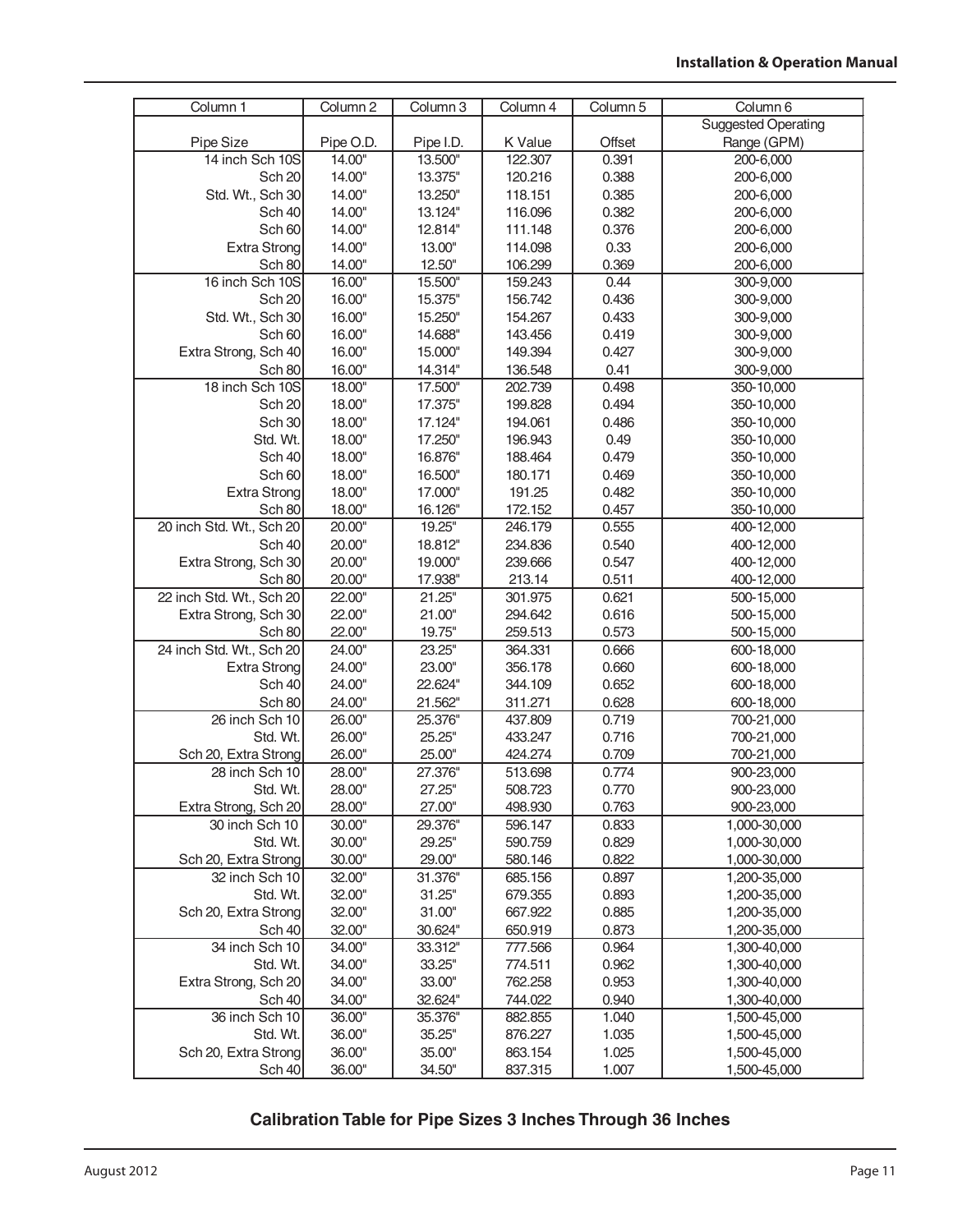| Column 1 | Column 2 | Column 3 | Column 4 | Column 5 | Column 6 |
|---|---|---|---|---|---|
| Pipe Size | Pipe O.D. | Pipe I.D. | K Value | Offset | Suggested Operating Range (GPM) |
| 14 inch Sch 10S | 14.00" | 13.500" | 122.307 | 0.391 | 200-6,000 |
| Sch 20 | 14.00" | 13.375" | 120.216 | 0.388 | 200-6,000 |
| Std. Wt., Sch 30 | 14.00" | 13.250" | 118.151 | 0.385 | 200-6,000 |
| Sch 40 | 14.00" | 13.124" | 116.096 | 0.382 | 200-6,000 |
| Sch 60 | 14.00" | 12.814" | 111.148 | 0.376 | 200-6,000 |
| Extra Strong | 14.00" | 13.00" | 114.098 | 0.33 | 200-6,000 |
| Sch 80 | 14.00" | 12.50" | 106.299 | 0.369 | 200-6,000 |
| 16 inch Sch 10S | 16.00" | 15.500" | 159.243 | 0.44 | 300-9,000 |
| Sch 20 | 16.00" | 15.375" | 156.742 | 0.436 | 300-9,000 |
| Std. Wt., Sch 30 | 16.00" | 15.250" | 154.267 | 0.433 | 300-9,000 |
| Sch 60 | 16.00" | 14.688" | 143.456 | 0.419 | 300-9,000 |
| Extra Strong, Sch 40 | 16.00" | 15.000" | 149.394 | 0.427 | 300-9,000 |
| Sch 80 | 16.00" | 14.314" | 136.548 | 0.41 | 300-9,000 |
| 18 inch Sch 10S | 18.00" | 17.500" | 202.739 | 0.498 | 350-10,000 |
| Sch 20 | 18.00" | 17.375" | 199.828 | 0.494 | 350-10,000 |
| Sch 30 | 18.00" | 17.124" | 194.061 | 0.486 | 350-10,000 |
| Std. Wt. | 18.00" | 17.250" | 196.943 | 0.49 | 350-10,000 |
| Sch 40 | 18.00" | 16.876" | 188.464 | 0.479 | 350-10,000 |
| Sch 60 | 18.00" | 16.500" | 180.171 | 0.469 | 350-10,000 |
| Extra Strong | 18.00" | 17.000" | 191.25 | 0.482 | 350-10,000 |
| Sch 80 | 18.00" | 16.126" | 172.152 | 0.457 | 350-10,000 |
| 20 inch Std. Wt., Sch 20 | 20.00" | 19.25" | 246.179 | 0.555 | 400-12,000 |
| Sch 40 | 20.00" | 18.812" | 234.836 | 0.540 | 400-12,000 |
| Extra Strong, Sch 30 | 20.00" | 19.000" | 239.666 | 0.547 | 400-12,000 |
| Sch 80 | 20.00" | 17.938" | 213.14 | 0.511 | 400-12,000 |
| 22 inch Std. Wt., Sch 20 | 22.00" | 21.25" | 301.975 | 0.621 | 500-15,000 |
| Extra Strong, Sch 30 | 22.00" | 21.00" | 294.642 | 0.616 | 500-15,000 |
| Sch 80 | 22.00" | 19.75" | 259.513 | 0.573 | 500-15,000 |
| 24 inch Std. Wt., Sch 20 | 24.00" | 23.25" | 364.331 | 0.666 | 600-18,000 |
| Extra Strong | 24.00" | 23.00" | 356.178 | 0.660 | 600-18,000 |
| Sch 40 | 24.00" | 22.624" | 344.109 | 0.652 | 600-18,000 |
| Sch 80 | 24.00" | 21.562" | 311.271 | 0.628 | 600-18,000 |
| 26 inch Sch 10 | 26.00" | 25.376" | 437.809 | 0.719 | 700-21,000 |
| Std. Wt. | 26.00" | 25.25" | 433.247 | 0.716 | 700-21,000 |
| Sch 20, Extra Strong | 26.00" | 25.00" | 424.274 | 0.709 | 700-21,000 |
| 28 inch Sch 10 | 28.00" | 27.376" | 513.698 | 0.774 | 900-23,000 |
| Std. Wt. | 28.00" | 27.25" | 508.723 | 0.770 | 900-23,000 |
| Extra Strong, Sch 20 | 28.00" | 27.00" | 498.930 | 0.763 | 900-23,000 |
| 30 inch Sch 10 | 30.00" | 29.376" | 596.147 | 0.833 | 1,000-30,000 |
| Std. Wt. | 30.00" | 29.25" | 590.759 | 0.829 | 1,000-30,000 |
| Sch 20, Extra Strong | 30.00" | 29.00" | 580.146 | 0.822 | 1,000-30,000 |
| 32 inch Sch 10 | 32.00" | 31.376" | 685.156 | 0.897 | 1,200-35,000 |
| Std. Wt. | 32.00" | 31.25" | 679.355 | 0.893 | 1,200-35,000 |
| Sch 20, Extra Strong | 32.00" | 31.00" | 667.922 | 0.885 | 1,200-35,000 |
| Sch 40 | 32.00" | 30.624" | 650.919 | 0.873 | 1,200-35,000 |
| 34 inch Sch 10 | 34.00" | 33.312" | 777.566 | 0.964 | 1,300-40,000 |
| Std. Wt. | 34.00" | 33.25" | 774.511 | 0.962 | 1,300-40,000 |
| Extra Strong, Sch 20 | 34.00" | 33.00" | 762.258 | 0.953 | 1,300-40,000 |
| Sch 40 | 34.00" | 32.624" | 744.022 | 0.940 | 1,300-40,000 |
| 36 inch Sch 10 | 36.00" | 35.376" | 882.855 | 1.040 | 1,500-45,000 |
| Std. Wt. | 36.00" | 35.25" | 876.227 | 1.035 | 1,500-45,000 |
| Sch 20, Extra Strong | 36.00" | 35.00" | 863.154 | 1.025 | 1,500-45,000 |
| Sch 40 | 36.00" | 34.50" | 837.315 | 1.007 | 1,500-45,000 |

**Calibration Table for Pipe Sizes 3 Inches Through 36 Inches**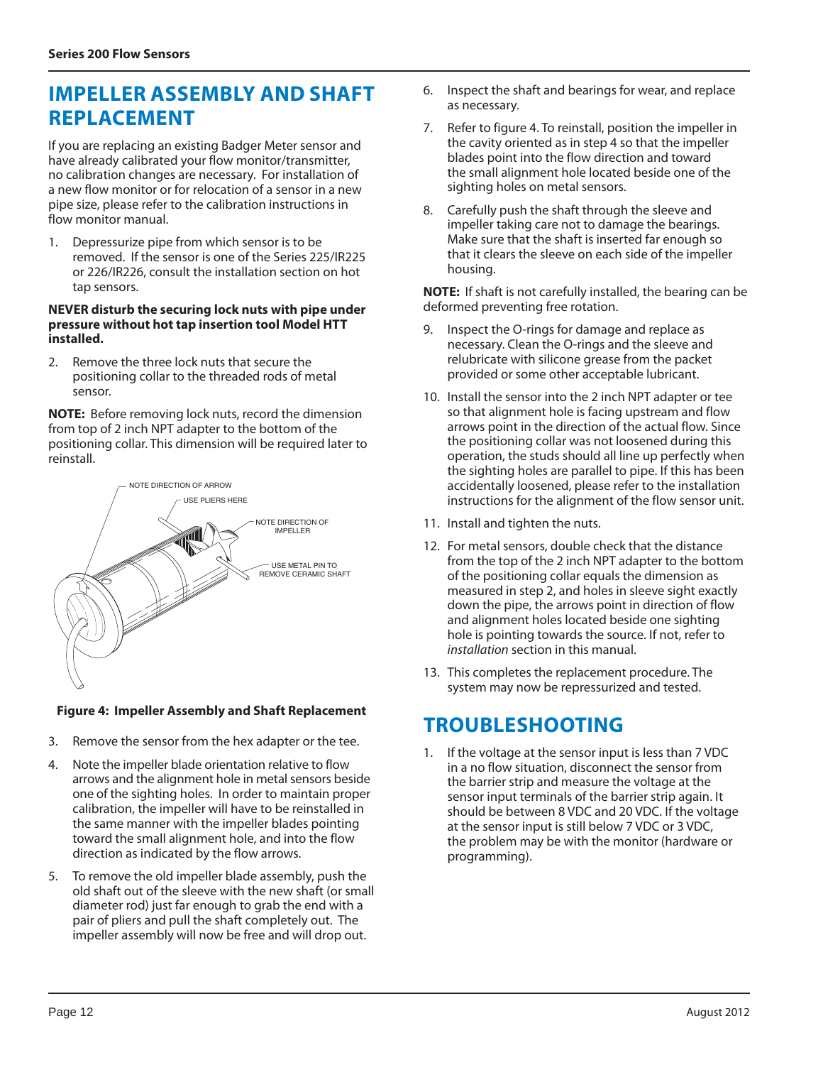## IMPELLER ASSEMBLY AND SHAFT REPLACEMENT

If you are replacing an existing Badger Meter sensor and have already calibrated your flow monitor/transmitter, no calibration changes are necessary. For installation of a new flow monitor or for relocation of a sensor in a new pipe size, please refer to the calibration instructions in flow monitor manual.

1. Depressurize pipe from which sensor is to be removed. If the sensor is one of the Series 225/IR225 or 226/IR226, consult the installation section on hot tap sensors.

**NEVER disturb the securing lock nuts with pipe under pressure without hot tap insertion tool Model HTT installed.**

2. Remove the three lock nuts that secure the positioning collar to the threaded rods of metal sensor.

**NOTE:** Before removing lock nuts, record the dimension from top of 2 inch NPT adapter to the bottom of the positioning collar. This dimension will be required later to reinstall.

NOTE DIRECTION OF ARROW

USE PLIERS HERE

NOTE DIRECTION OF IMPELLER

USE METAL PIN TO REMOVE CERAMIC SHAFT

**Figure 4: Impeller Assembly and Shaft Replacement**

3. Remove the sensor from the hex adapter or the tee.
4. Note the impeller blade orientation relative to flow arrows and the alignment hole in metal sensors beside one of the sighting holes. In order to maintain proper calibration, the impeller will have to be reinstalled in the same manner with the impeller blades pointing toward the small alignment hole, and into the flow direction as indicated by the flow arrows.
5. To remove the old impeller blade assembly, push the old shaft out of the sleeve with the new shaft (or small diameter rod) just far enough to grab the end with a pair of pliers and pull the shaft completely out. The impeller assembly will now be free and will drop out.
6. Inspect the shaft and bearings for wear, and replace as necessary.
7. Refer to figure 4. To reinstall, position the impeller in the cavity oriented as in step 4 so that the impeller blades point into the flow direction and toward the small alignment hole located beside one of the sighting holes on metal sensors.
8. Carefully push the shaft through the sleeve and impeller taking care not to damage the bearings. Make sure that the shaft is inserted far enough so that it clears the sleeve on each side of the impeller housing.

**NOTE:** If shaft is not carefully installed, the bearing can be deformed preventing free rotation.

9. Inspect the O-rings for damage and replace as necessary. Clean the O-rings and the sleeve and relubricate with silicone grease from the packet provided or some other acceptable lubricant.
10. Install the sensor into the 2 inch NPT adapter or tee so that alignment hole is facing upstream and flow arrows point in the direction of the actual flow. Since the positioning collar was not loosened during this operation, the studs should all line up perfectly when the sighting holes are parallel to pipe. If this has been accidentally loosened, please refer to the installation instructions for the alignment of the flow sensor unit.
11. Install and tighten the nuts.
12. For metal sensors, double check that the distance from the top of the 2 inch NPT adapter to the bottom of the positioning collar equals the dimension as measured in step 2, and holes in sleeve sight exactly down the pipe, the arrows point in direction of flow and alignment holes located beside one sighting hole is pointing towards the source. If not, refer to *installation* section in this manual.
13. This completes the replacement procedure. The system may now be repressurized and tested.

## TROUBLESHOOTING

1. If the voltage at the sensor input is less than 7 VDC in a no flow situation, disconnect the sensor from the barrier strip and measure the voltage at the sensor input terminals of the barrier strip again. It should be between 8 VDC and 20 VDC. If the voltage at the sensor input is still below 7 VDC or 3 VDC, the problem may be with the monitor (hardware or programming).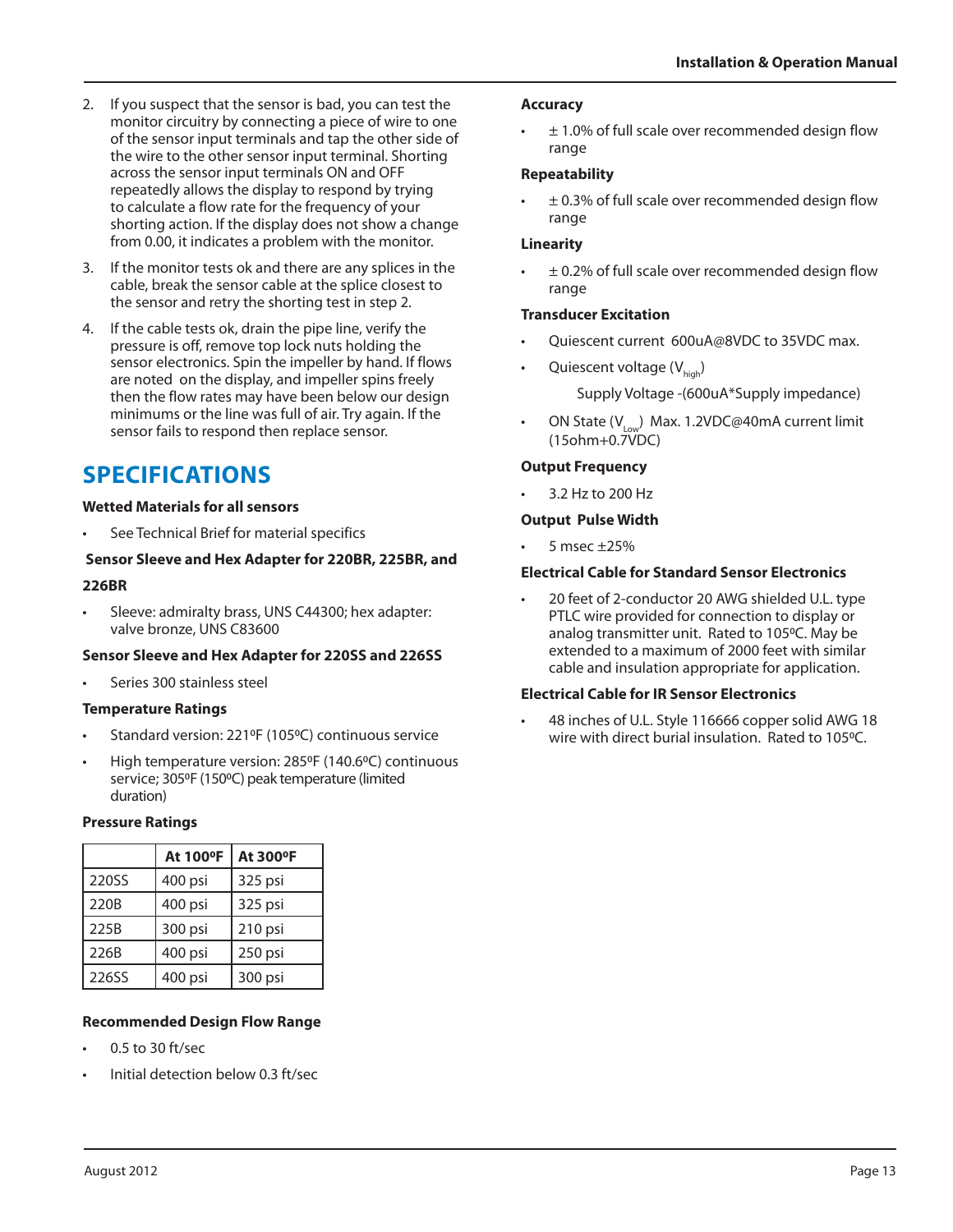2. If you suspect that the sensor is bad, you can test the monitor circuitry by connecting a piece of wire to one of the sensor input terminals and tap the other side of the wire to the other sensor input terminal. Shorting across the sensor input terminals ON and OFF repeatedly allows the display to respond by trying to calculate a flow rate for the frequency of your shorting action. If the display does not show a change from 0.00, it indicates a problem with the monitor.
3. If the monitor tests ok and there are any splices in the cable, break the sensor cable at the splice closest to the sensor and retry the shorting test in step 2.
4. If the cable tests ok, drain the pipe line, verify the pressure is off, remove top lock nuts holding the sensor electronics. Spin the impeller by hand. If flows are noted on the display, and impeller spins freely then the flow rates may have been below our design minimums or the line was full of air. Try again. If the sensor fails to respond then replace sensor.

# SPECIFICATIONS

**Wetted Materials for all sensors**

- See Technical Brief for material specifics

**Sensor Sleeve and Hex Adapter for 220BR, 225BR, and 226BR**

- Sleeve: admiralty brass, UNS C44300; hex adapter: valve bronze, UNS C83600

**Sensor Sleeve and Hex Adapter for 220SS and 226SS**

- Series 300 stainless steel

**Temperature Ratings**

- Standard version: 221ºF (105ºC) continuous service
- High temperature version: 285ºF (140.6ºC) continuous service; 305ºF (150ºC) peak temperature (limited duration)

**Pressure Ratings**

| | At 100ºF | At 300ºF |
|---|---|---|
| 220SS | 400 psi | 325 psi |
| 220B | 400 psi | 325 psi |
| 225B | 300 psi | 210 psi |
| 226B | 400 psi | 250 psi |
| 226SS | 400 psi | 300 psi |

**Recommended Design Flow Range**

- 0.5 to 30 ft/sec
- Initial detection below 0.3 ft/sec

**Accuracy**

- ± 1.0% of full scale over recommended design flow range

**Repeatability**

- ± 0.3% of full scale over recommended design flow range

**Linearity**

- ± 0.2% of full scale over recommended design flow range

**Transducer Excitation**

- Quiescent current 600uA@8VDC to 35VDC max.
- Quiescent voltage ($V_{high}$)

  Supply Voltage -(600uA*Supply impedance)
- ON State ($V_{Low}$) Max. 1.2VDC@40mA current limit (15ohm+0.7VDC)

**Output Frequency**

- 3.2 Hz to 200 Hz

**Output Pulse Width**

- 5 msec ±25%

**Electrical Cable for Standard Sensor Electronics**

- 20 feet of 2-conductor 20 AWG shielded U.L. type PTLC wire provided for connection to display or analog transmitter unit. Rated to 105ºC. May be extended to a maximum of 2000 feet with similar cable and insulation appropriate for application.

**Electrical Cable for IR Sensor Electronics**

- 48 inches of U.L. Style 116666 copper solid AWG 18 wire with direct burial insulation. Rated to 105ºC.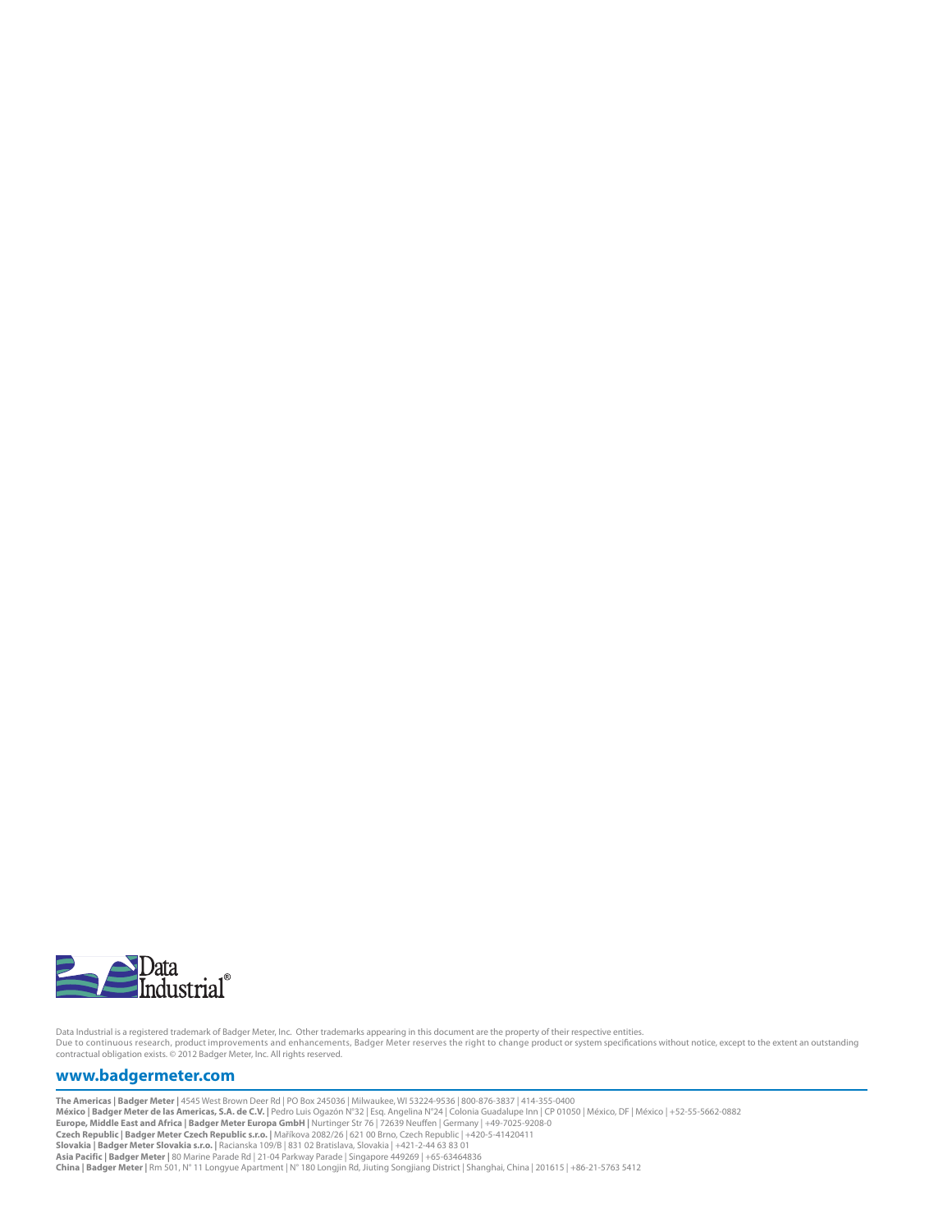Data Industrial®

Data Industrial is a registered trademark of Badger Meter, Inc. Other trademarks appearing in this document are the property of their respective entities.
Due to continuous research, product improvements and enhancements, Badger Meter reserves the right to change product or system specifications without notice, except to the extent an outstanding contractual obligation exists. © 2012 Badger Meter, Inc. All rights reserved.

## www.badgermeter.com

**The Americas | Badger Meter |** 4545 West Brown Deer Rd | PO Box 245036 | Milwaukee, WI 53224-9536 | 800-876-3837 | 414-355-0400
**México | Badger Meter de las Americas, S.A. de C.V. |** Pedro Luis Ogazón N°32 | Esq. Angelina N°24 | Colonia Guadalupe Inn | CP 01050 | México, DF | México | +52-55-5662-0882
**Europe, Middle East and Africa | Badger Meter Europa GmbH |** Nurtinger Str 76 | 72639 Neuffen | Germany | +49-7025-9208-0
**Czech Republic | Badger Meter Czech Republic s.r.o. |** Maříkova 2082/26 | 621 00 Brno, Czech Republic | +420-5-41420411
**Slovakia | Badger Meter Slovakia s.r.o. |** Racianska 109/B | 831 02 Bratislava, Slovakia | +421-2-44 63 83 01
**Asia Pacific | Badger Meter |** 80 Marine Parade Rd | 21-04 Parkway Parade | Singapore 449269 | +65-63464836
**China | Badger Meter |** Rm 501, N° 11 Longyue Apartment | N° 180 Longjin Rd, Jiuting Songjiang District | Shanghai, China | 201615 | +86-21-5763 5412